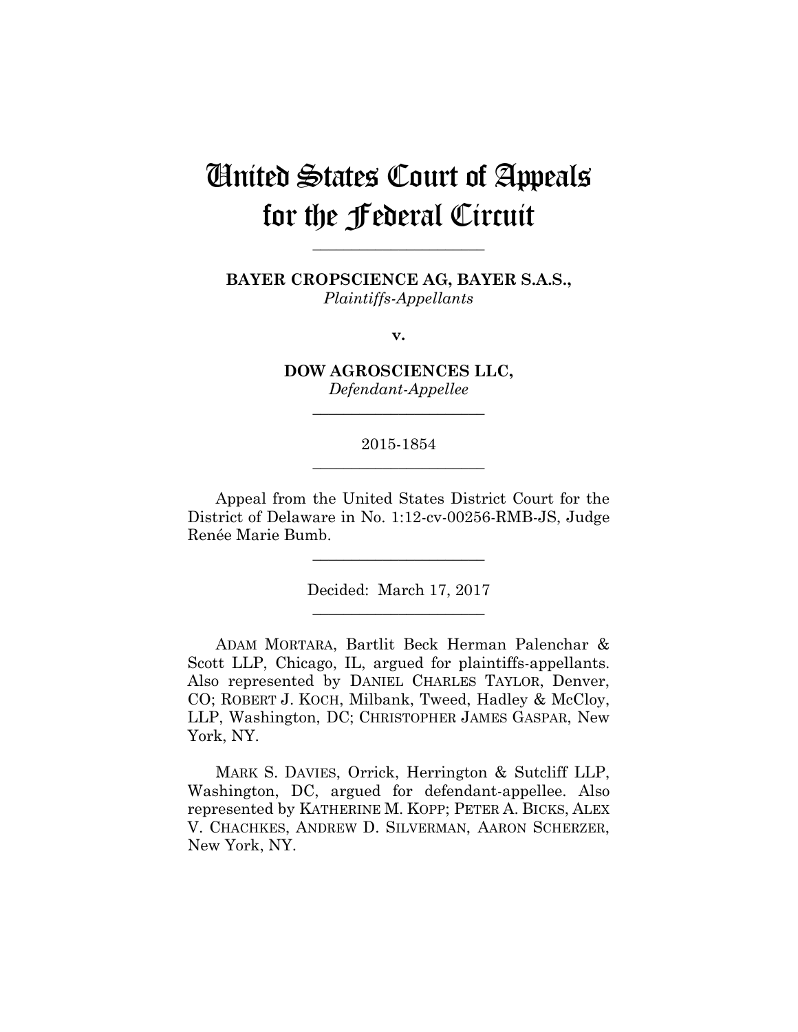# United States Court of Appeals for the Federal Circuit

______________________

**BAYER CROPSCIENCE AG, BAYER S.A.S.,**
*Plaintiffs-Appellants*

**v.**

**DOW AGROSCIENCES LLC,**
*Defendant-Appellee*

______________________

2015-1854

______________________

Appeal from the United States District Court for the District of Delaware in No. 1:12-cv-00256-RMB-JS, Judge Renée Marie Bumb.

______________________

Decided: March 17, 2017

______________________

ADAM MORTARA, Bartlit Beck Herman Palenchar & Scott LLP, Chicago, IL, argued for plaintiffs-appellants. Also represented by DANIEL CHARLES TAYLOR, Denver, CO; ROBERT J. KOCH, Milbank, Tweed, Hadley & McCloy, LLP, Washington, DC; CHRISTOPHER JAMES GASPAR, New York, NY.

MARK S. DAVIES, Orrick, Herrington & Sutcliff LLP, Washington, DC, argued for defendant-appellee. Also represented by KATHERINE M. KOPP; PETER A. BICKS, ALEX V. CHACHKES, ANDREW D. SILVERMAN, AARON SCHERZER, New York, NY.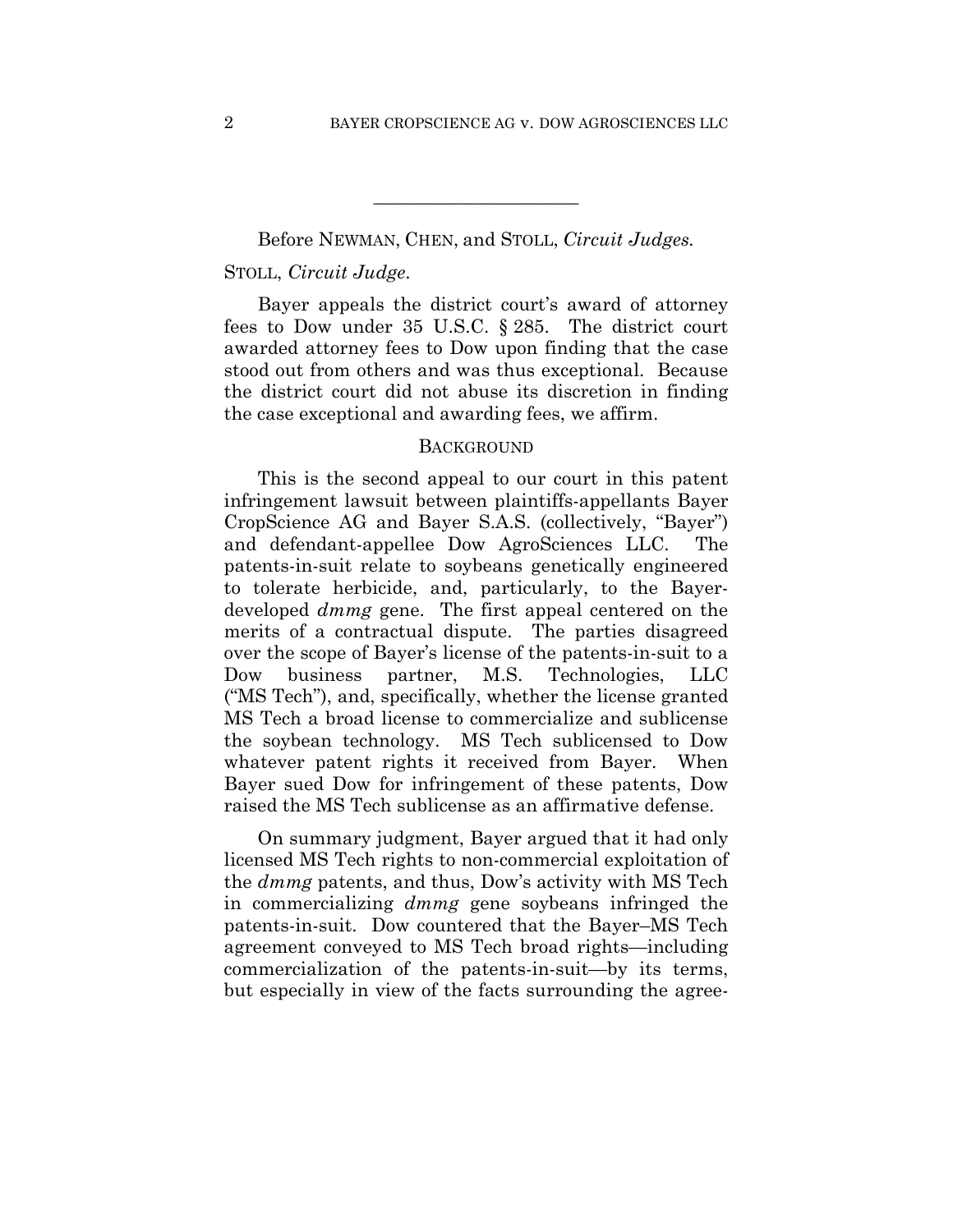---

Before NEWMAN, CHEN, and STOLL, *Circuit Judges.*

STOLL, *Circuit Judge.*

Bayer appeals the district court's award of attorney fees to Dow under 35 U.S.C. § 285. The district court awarded attorney fees to Dow upon finding that the case stood out from others and was thus exceptional. Because the district court did not abuse its discretion in finding the case exceptional and awarding fees, we affirm.

## BACKGROUND

This is the second appeal to our court in this patent infringement lawsuit between plaintiffs-appellants Bayer CropScience AG and Bayer S.A.S. (collectively, "Bayer") and defendant-appellee Dow AgroSciences LLC. The patents-in-suit relate to soybeans genetically engineered to tolerate herbicide, and, particularly, to the Bayer-developed *dmmg* gene. The first appeal centered on the merits of a contractual dispute. The parties disagreed over the scope of Bayer's license of the patents-in-suit to a Dow business partner, M.S. Technologies, LLC ("MS Tech"), and, specifically, whether the license granted MS Tech a broad license to commercialize and sublicense the soybean technology. MS Tech sublicensed to Dow whatever patent rights it received from Bayer. When Bayer sued Dow for infringement of these patents, Dow raised the MS Tech sublicense as an affirmative defense.

On summary judgment, Bayer argued that it had only licensed MS Tech rights to non-commercial exploitation of the *dmmg* patents, and thus, Dow's activity with MS Tech in commercializing *dmmg* gene soybeans infringed the patents-in-suit. Dow countered that the Bayer–MS Tech agreement conveyed to MS Tech broad rights—including commercialization of the patents-in-suit—by its terms, but especially in view of the facts surrounding the agree-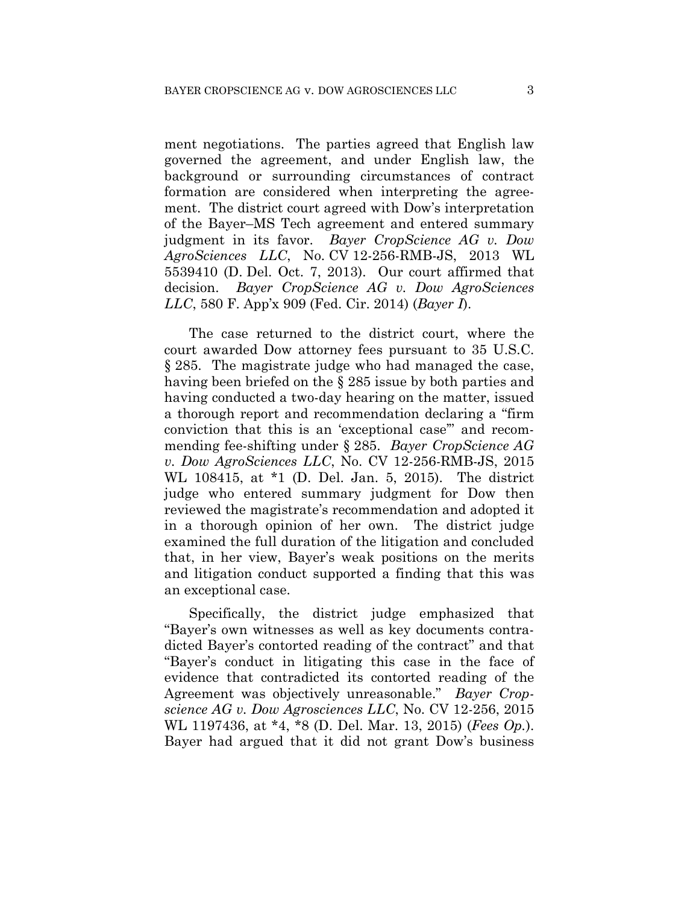ment negotiations. The parties agreed that English law governed the agreement, and under English law, the background or surrounding circumstances of contract formation are considered when interpreting the agreement. The district court agreed with Dow's interpretation of the Bayer–MS Tech agreement and entered summary judgment in its favor. *Bayer CropScience AG v. Dow AgroSciences LLC*, No. CV 12-256-RMB-JS, 2013 WL 5539410 (D. Del. Oct. 7, 2013). Our court affirmed that decision. *Bayer CropScience AG v. Dow AgroSciences LLC*, 580 F. App'x 909 (Fed. Cir. 2014) (*Bayer I*).

The case returned to the district court, where the court awarded Dow attorney fees pursuant to 35 U.S.C. § 285. The magistrate judge who had managed the case, having been briefed on the § 285 issue by both parties and having conducted a two-day hearing on the matter, issued a thorough report and recommendation declaring a "firm conviction that this is an 'exceptional case'" and recommending fee-shifting under § 285. *Bayer CropScience AG v. Dow AgroSciences LLC*, No. CV 12-256-RMB-JS, 2015 WL 108415, at *1 (D. Del. Jan. 5, 2015). The district judge who entered summary judgment for Dow then reviewed the magistrate's recommendation and adopted it in a thorough opinion of her own. The district judge examined the full duration of the litigation and concluded that, in her view, Bayer's weak positions on the merits and litigation conduct supported a finding that this was an exceptional case.

Specifically, the district judge emphasized that "Bayer's own witnesses as well as key documents contradicted Bayer's contorted reading of the contract" and that "Bayer's conduct in litigating this case in the face of evidence that contradicted its contorted reading of the Agreement was objectively unreasonable." *Bayer Cropscience AG v. Dow Agrosciences LLC*, No. CV 12-256, 2015 WL 1197436, at *4, *8 (D. Del. Mar. 13, 2015) (*Fees Op.*). Bayer had argued that it did not grant Dow's business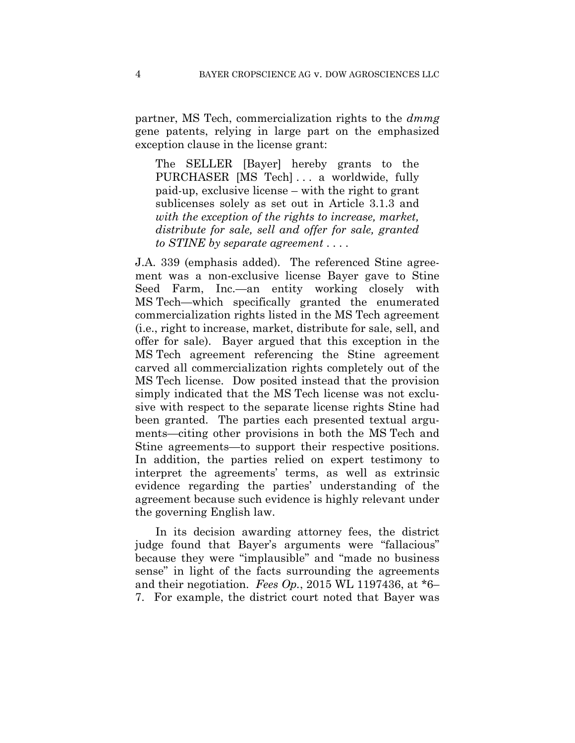partner, MS Tech, commercialization rights to the *dmmg* gene patents, relying in large part on the emphasized exception clause in the license grant:

> The SELLER [Bayer] hereby grants to the PURCHASER [MS Tech] . . . a worldwide, fully paid-up, exclusive license – with the right to grant sublicenses solely as set out in Article 3.1.3 and *with the exception of the rights to increase, market, distribute for sale, sell and offer for sale, granted to STINE by separate agreement* . . . .

J.A. 339 (emphasis added). The referenced Stine agreement was a non-exclusive license Bayer gave to Stine Seed Farm, Inc.—an entity working closely with MS Tech—which specifically granted the enumerated commercialization rights listed in the MS Tech agreement (i.e., right to increase, market, distribute for sale, sell, and offer for sale). Bayer argued that this exception in the MS Tech agreement referencing the Stine agreement carved all commercialization rights completely out of the MS Tech license. Dow posited instead that the provision simply indicated that the MS Tech license was not exclusive with respect to the separate license rights Stine had been granted. The parties each presented textual arguments—citing other provisions in both the MS Tech and Stine agreements—to support their respective positions. In addition, the parties relied on expert testimony to interpret the agreements' terms, as well as extrinsic evidence regarding the parties' understanding of the agreement because such evidence is highly relevant under the governing English law.

In its decision awarding attorney fees, the district judge found that Bayer's arguments were "fallacious" because they were "implausible" and "made no business sense" in light of the facts surrounding the agreements and their negotiation. *Fees Op.*, 2015 WL 1197436, at *6–7. For example, the district court noted that Bayer was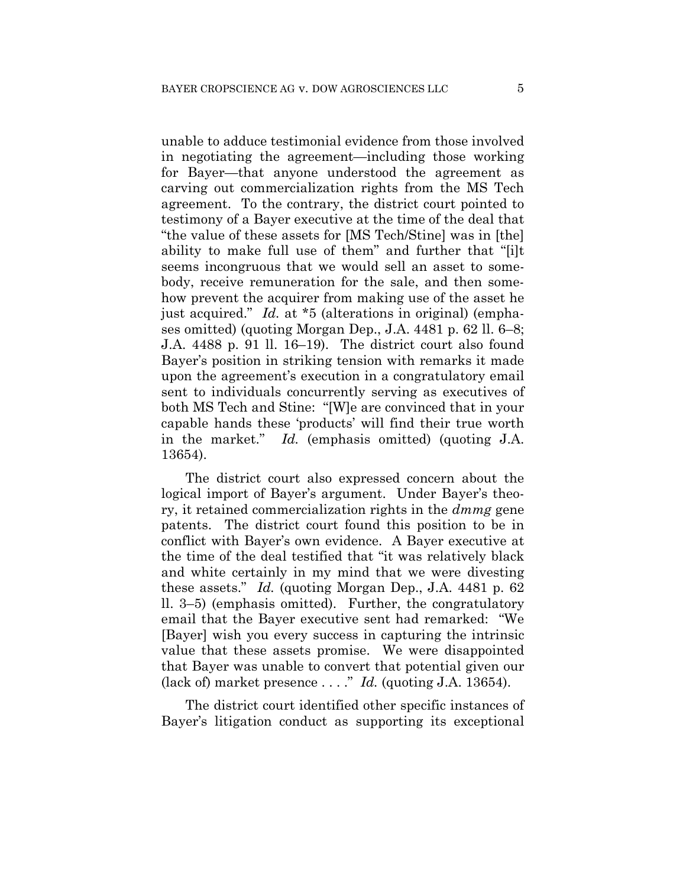unable to adduce testimonial evidence from those involved in negotiating the agreement—including those working for Bayer—that anyone understood the agreement as carving out commercialization rights from the MS Tech agreement. To the contrary, the district court pointed to testimony of a Bayer executive at the time of the deal that "the value of these assets for [MS Tech/Stine] was in [the] ability to make full use of them" and further that "[i]t seems incongruous that we would sell an asset to somebody, receive remuneration for the sale, and then somehow prevent the acquirer from making use of the asset he just acquired." *Id.* at *5 (alterations in original) (emphases omitted) (quoting Morgan Dep., J.A. 4481 p. 62 ll. 6–8; J.A. 4488 p. 91 ll. 16–19). The district court also found Bayer's position in striking tension with remarks it made upon the agreement's execution in a congratulatory email sent to individuals concurrently serving as executives of both MS Tech and Stine: "[W]e are convinced that in your capable hands these 'products' will find their true worth in the market." *Id.* (emphasis omitted) (quoting J.A. 13654).

The district court also expressed concern about the logical import of Bayer's argument. Under Bayer's theory, it retained commercialization rights in the *dmmg* gene patents. The district court found this position to be in conflict with Bayer's own evidence. A Bayer executive at the time of the deal testified that "it was relatively black and white certainly in my mind that we were divesting these assets." *Id.* (quoting Morgan Dep., J.A. 4481 p. 62 ll. 3–5) (emphasis omitted). Further, the congratulatory email that the Bayer executive sent had remarked: "We [Bayer] wish you every success in capturing the intrinsic value that these assets promise. We were disappointed that Bayer was unable to convert that potential given our (lack of) market presence . . . ." *Id.* (quoting J.A. 13654).

The district court identified other specific instances of Bayer's litigation conduct as supporting its exceptional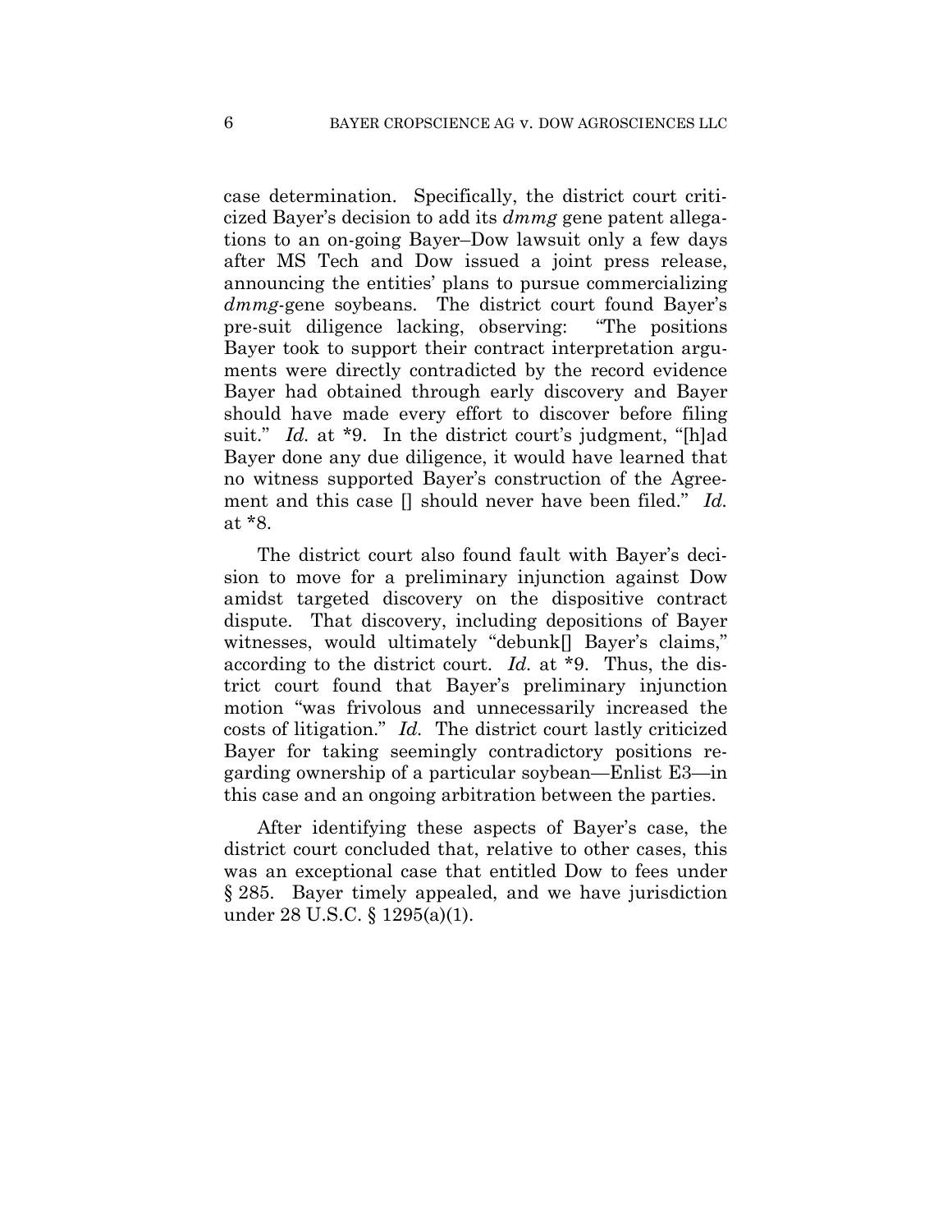case determination. Specifically, the district court criticized Bayer's decision to add its *dmmg* gene patent allegations to an on-going Bayer–Dow lawsuit only a few days after MS Tech and Dow issued a joint press release, announcing the entities' plans to pursue commercializing *dmmg*-gene soybeans. The district court found Bayer's pre-suit diligence lacking, observing: "The positions Bayer took to support their contract interpretation arguments were directly contradicted by the record evidence Bayer had obtained through early discovery and Bayer should have made every effort to discover before filing suit." *Id.* at *9. In the district court's judgment, "[h]ad Bayer done any due diligence, it would have learned that no witness supported Bayer's construction of the Agreement and this case [] should never have been filed." *Id.* at *8.

The district court also found fault with Bayer's decision to move for a preliminary injunction against Dow amidst targeted discovery on the dispositive contract dispute. That discovery, including depositions of Bayer witnesses, would ultimately "debunk[] Bayer's claims," according to the district court. *Id.* at *9. Thus, the district court found that Bayer's preliminary injunction motion "was frivolous and unnecessarily increased the costs of litigation." *Id.* The district court lastly criticized Bayer for taking seemingly contradictory positions regarding ownership of a particular soybean—Enlist E3—in this case and an ongoing arbitration between the parties.

After identifying these aspects of Bayer's case, the district court concluded that, relative to other cases, this was an exceptional case that entitled Dow to fees under § 285. Bayer timely appealed, and we have jurisdiction under 28 U.S.C. § 1295(a)(1).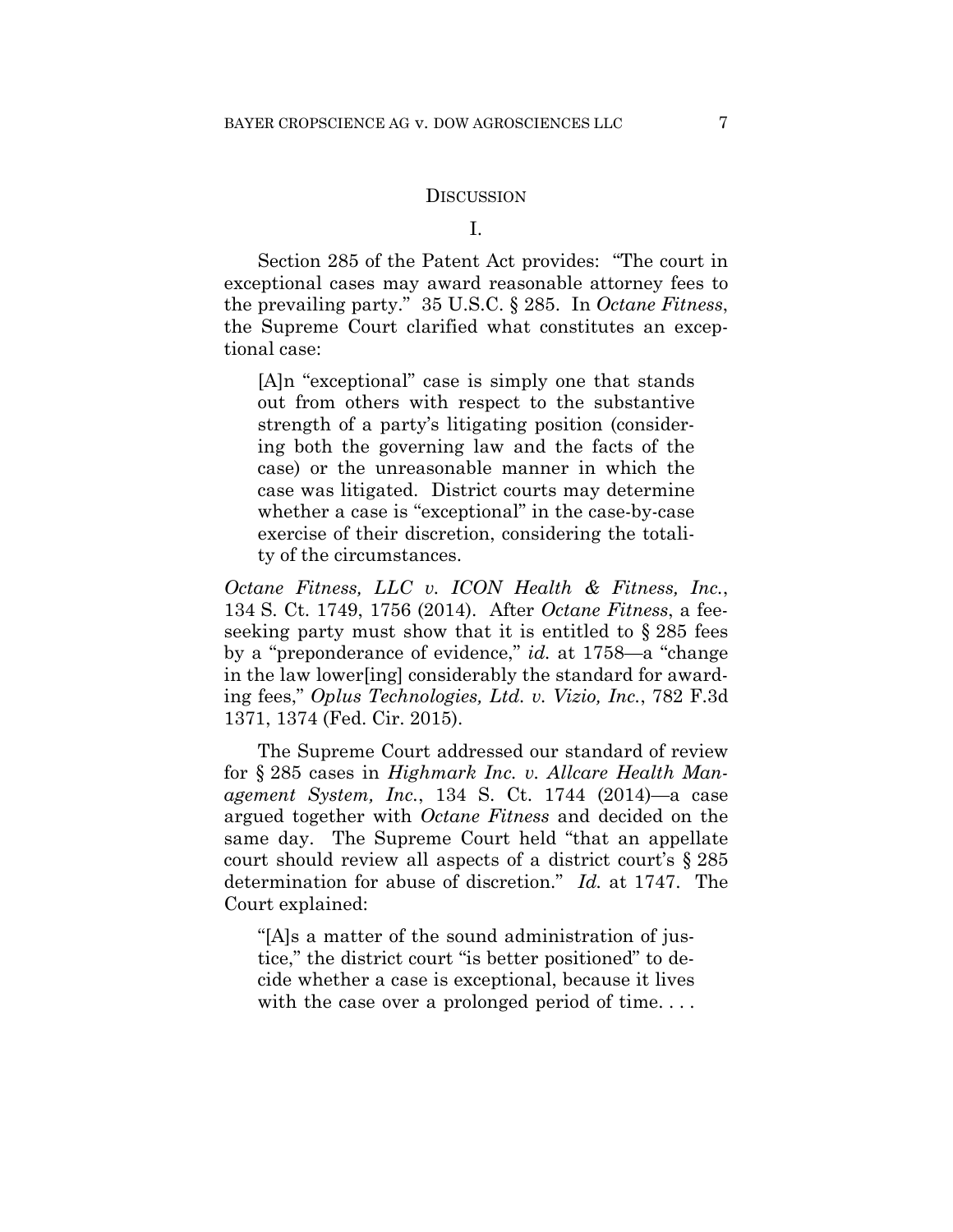## DISCUSSION

### I.

Section 285 of the Patent Act provides: "The court in exceptional cases may award reasonable attorney fees to the prevailing party." 35 U.S.C. § 285. In *Octane Fitness*, the Supreme Court clarified what constitutes an exceptional case:

> [A]n "exceptional" case is simply one that stands out from others with respect to the substantive strength of a party's litigating position (considering both the governing law and the facts of the case) or the unreasonable manner in which the case was litigated. District courts may determine whether a case is "exceptional" in the case-by-case exercise of their discretion, considering the totality of the circumstances.

*Octane Fitness, LLC v. ICON Health & Fitness, Inc.*, 134 S. Ct. 1749, 1756 (2014). After *Octane Fitness*, a fee-seeking party must show that it is entitled to § 285 fees by a "preponderance of evidence," *id.* at 1758—a "change in the law lower[ing] considerably the standard for awarding fees," *Oplus Technologies, Ltd. v. Vizio, Inc.*, 782 F.3d 1371, 1374 (Fed. Cir. 2015).

The Supreme Court addressed our standard of review for § 285 cases in *Highmark Inc. v. Allcare Health Management System, Inc.*, 134 S. Ct. 1744 (2014)—a case argued together with *Octane Fitness* and decided on the same day. The Supreme Court held "that an appellate court should review all aspects of a district court's § 285 determination for abuse of discretion." *Id.* at 1747. The Court explained:

> "[A]s a matter of the sound administration of justice," the district court "is better positioned" to decide whether a case is exceptional, because it lives with the case over a prolonged period of time. . . .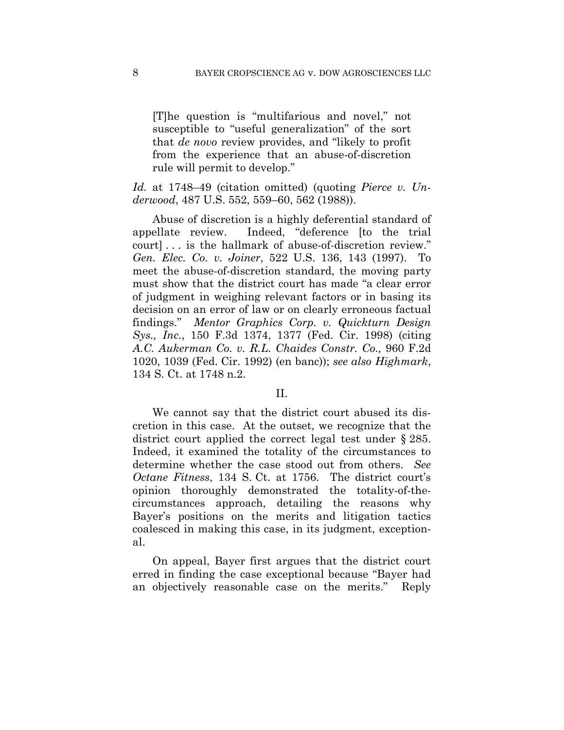> [T]he question is "multifarious and novel," not susceptible to "useful generalization" of the sort that *de novo* review provides, and "likely to profit from the experience that an abuse-of-discretion rule will permit to develop."

*Id.* at 1748–49 (citation omitted) (quoting *Pierce v. Underwood*, 487 U.S. 552, 559–60, 562 (1988)).

Abuse of discretion is a highly deferential standard of appellate review. Indeed, "deference [to the trial court] . . . is the hallmark of abuse-of-discretion review." *Gen. Elec. Co. v. Joiner*, 522 U.S. 136, 143 (1997). To meet the abuse-of-discretion standard, the moving party must show that the district court has made "a clear error of judgment in weighing relevant factors or in basing its decision on an error of law or on clearly erroneous factual findings." *Mentor Graphics Corp. v. Quickturn Design Sys., Inc.*, 150 F.3d 1374, 1377 (Fed. Cir. 1998) (citing *A.C. Aukerman Co. v. R.L. Chaides Constr. Co.,* 960 F.2d 1020, 1039 (Fed. Cir. 1992) (en banc)); *see also Highmark*, 134 S. Ct. at 1748 n.2.

II.

We cannot say that the district court abused its discretion in this case. At the outset, we recognize that the district court applied the correct legal test under § 285. Indeed, it examined the totality of the circumstances to determine whether the case stood out from others. *See Octane Fitness*, 134 S. Ct. at 1756. The district court's opinion thoroughly demonstrated the totality-of-the-circumstances approach, detailing the reasons why Bayer's positions on the merits and litigation tactics coalesced in making this case, in its judgment, exceptional.

On appeal, Bayer first argues that the district court erred in finding the case exceptional because "Bayer had an objectively reasonable case on the merits." Reply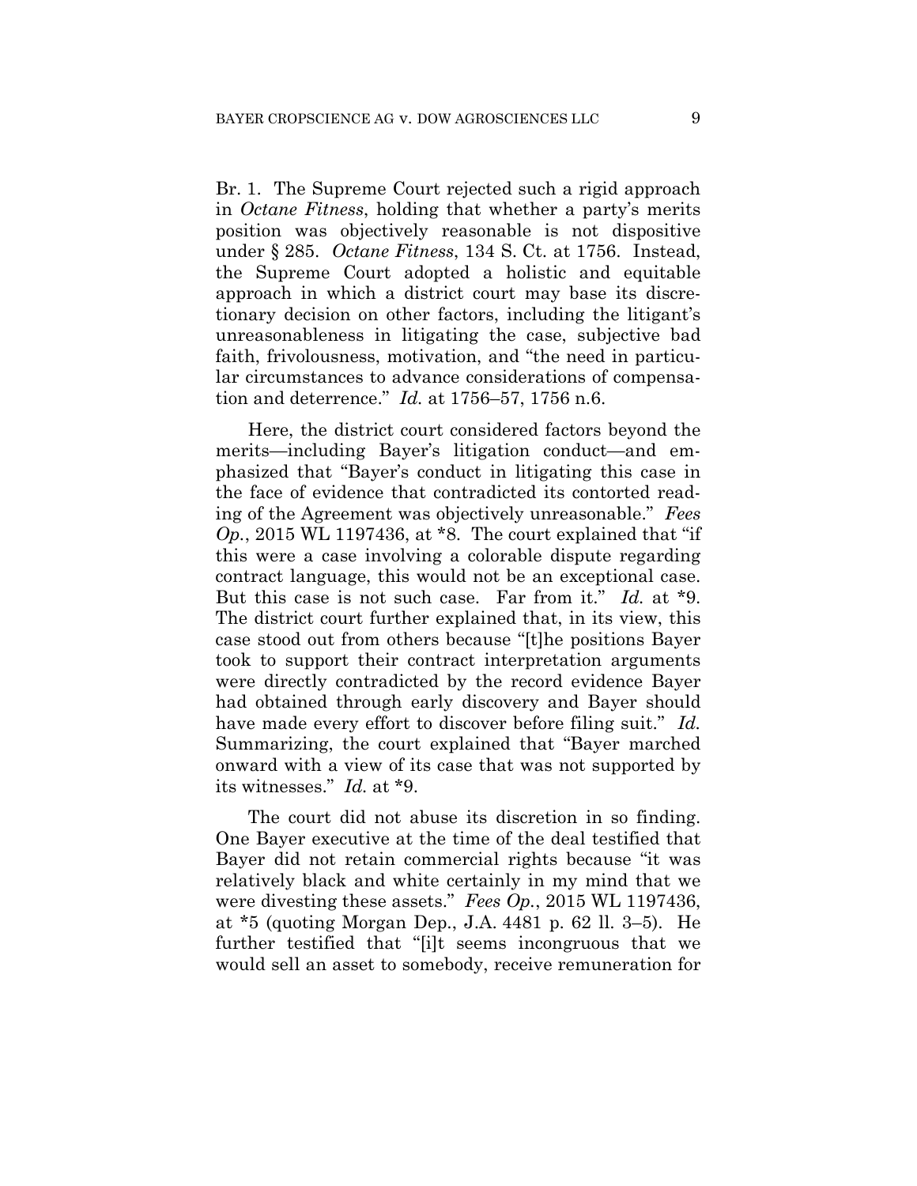Br. 1. The Supreme Court rejected such a rigid approach in *Octane Fitness*, holding that whether a party's merits position was objectively reasonable is not dispositive under § 285. *Octane Fitness*, 134 S. Ct. at 1756. Instead, the Supreme Court adopted a holistic and equitable approach in which a district court may base its discretionary decision on other factors, including the litigant's unreasonableness in litigating the case, subjective bad faith, frivolousness, motivation, and "the need in particular circumstances to advance considerations of compensation and deterrence." *Id.* at 1756–57, 1756 n.6.

Here, the district court considered factors beyond the merits—including Bayer's litigation conduct—and emphasized that "Bayer's conduct in litigating this case in the face of evidence that contradicted its contorted reading of the Agreement was objectively unreasonable." *Fees Op.*, 2015 WL 1197436, at *8. The court explained that "if this were a case involving a colorable dispute regarding contract language, this would not be an exceptional case. But this case is not such case. Far from it." *Id.* at *9. The district court further explained that, in its view, this case stood out from others because "[t]he positions Bayer took to support their contract interpretation arguments were directly contradicted by the record evidence Bayer had obtained through early discovery and Bayer should have made every effort to discover before filing suit." *Id.* Summarizing, the court explained that "Bayer marched onward with a view of its case that was not supported by its witnesses." *Id.* at *9.

The court did not abuse its discretion in so finding. One Bayer executive at the time of the deal testified that Bayer did not retain commercial rights because "it was relatively black and white certainly in my mind that we were divesting these assets." *Fees Op.*, 2015 WL 1197436, at *5 (quoting Morgan Dep., J.A. 4481 p. 62 ll. 3–5). He further testified that "[i]t seems incongruous that we would sell an asset to somebody, receive remuneration for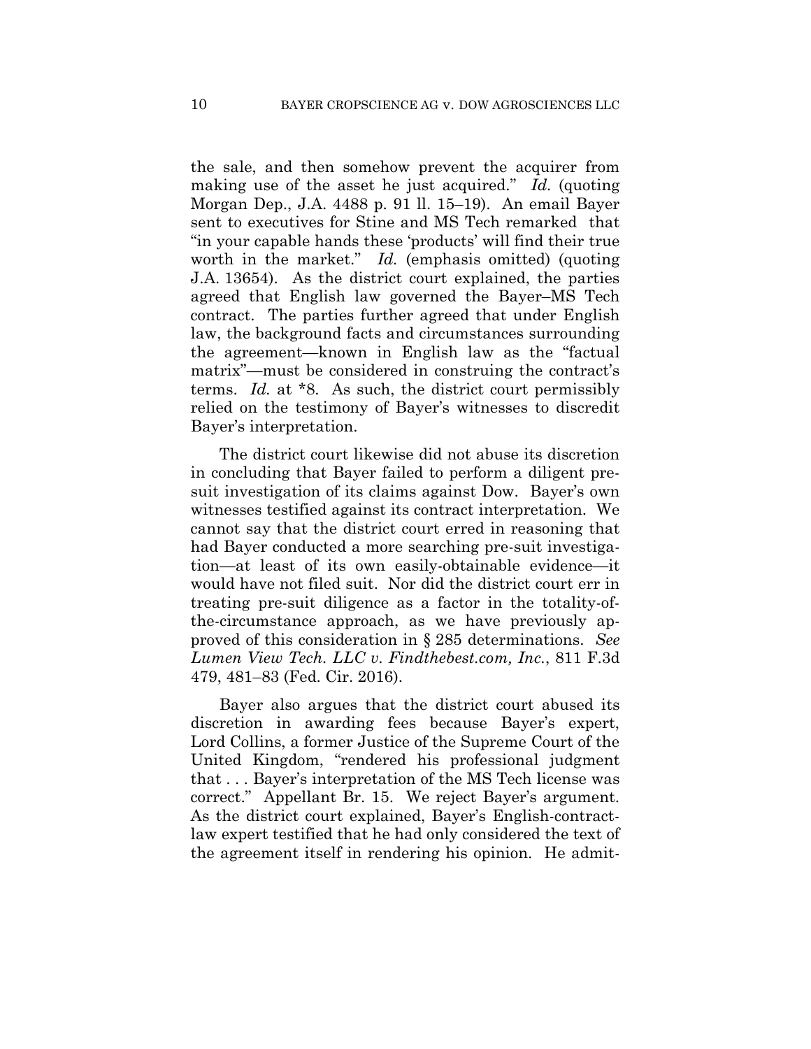the sale, and then somehow prevent the acquirer from making use of the asset he just acquired." *Id.* (quoting Morgan Dep., J.A. 4488 p. 91 ll. 15–19). An email Bayer sent to executives for Stine and MS Tech remarked that "in your capable hands these 'products' will find their true worth in the market." *Id.* (emphasis omitted) (quoting J.A. 13654). As the district court explained, the parties agreed that English law governed the Bayer–MS Tech contract. The parties further agreed that under English law, the background facts and circumstances surrounding the agreement—known in English law as the "factual matrix"—must be considered in construing the contract's terms. *Id.* at *8. As such, the district court permissibly relied on the testimony of Bayer's witnesses to discredit Bayer's interpretation.

The district court likewise did not abuse its discretion in concluding that Bayer failed to perform a diligent pre-suit investigation of its claims against Dow. Bayer's own witnesses testified against its contract interpretation. We cannot say that the district court erred in reasoning that had Bayer conducted a more searching pre-suit investigation—at least of its own easily-obtainable evidence—it would have not filed suit. Nor did the district court err in treating pre-suit diligence as a factor in the totality-of-the-circumstance approach, as we have previously approved of this consideration in § 285 determinations. *See Lumen View Tech. LLC v. Findthebest.com, Inc.*, 811 F.3d 479, 481–83 (Fed. Cir. 2016).

Bayer also argues that the district court abused its discretion in awarding fees because Bayer's expert, Lord Collins, a former Justice of the Supreme Court of the United Kingdom, "rendered his professional judgment that . . . Bayer's interpretation of the MS Tech license was correct." Appellant Br. 15. We reject Bayer's argument. As the district court explained, Bayer's English-contract-law expert testified that he had only considered the text of the agreement itself in rendering his opinion. He admit-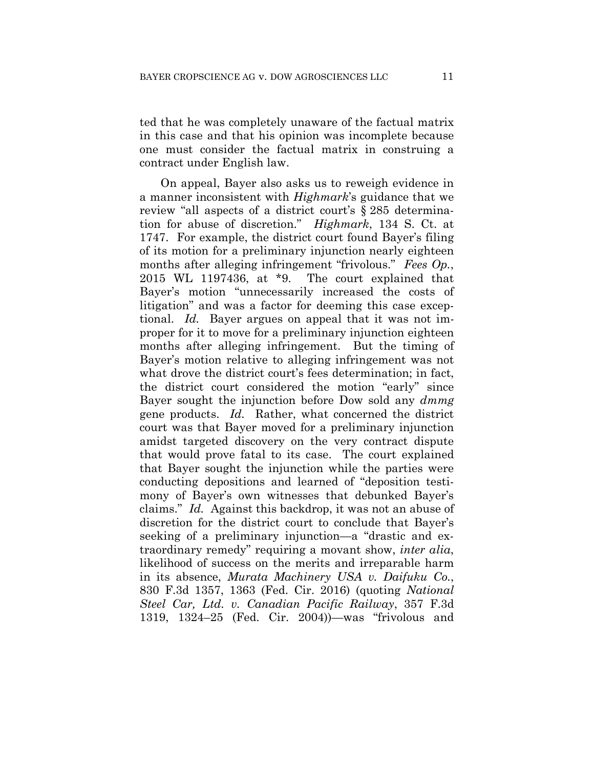ted that he was completely unaware of the factual matrix in this case and that his opinion was incomplete because one must consider the factual matrix in construing a contract under English law.

On appeal, Bayer also asks us to reweigh evidence in a manner inconsistent with *Highmark*'s guidance that we review "all aspects of a district court's § 285 determination for abuse of discretion." *Highmark*, 134 S. Ct. at 1747. For example, the district court found Bayer's filing of its motion for a preliminary injunction nearly eighteen months after alleging infringement "frivolous." *Fees Op.*, 2015 WL 1197436, at *9. The court explained that Bayer's motion "unnecessarily increased the costs of litigation" and was a factor for deeming this case exceptional. *Id.* Bayer argues on appeal that it was not improper for it to move for a preliminary injunction eighteen months after alleging infringement. But the timing of Bayer's motion relative to alleging infringement was not what drove the district court's fees determination; in fact, the district court considered the motion "early" since Bayer sought the injunction before Dow sold any *dmmg* gene products. *Id.* Rather, what concerned the district court was that Bayer moved for a preliminary injunction amidst targeted discovery on the very contract dispute that would prove fatal to its case. The court explained that Bayer sought the injunction while the parties were conducting depositions and learned of "deposition testimony of Bayer's own witnesses that debunked Bayer's claims." *Id.* Against this backdrop, it was not an abuse of discretion for the district court to conclude that Bayer's seeking of a preliminary injunction—a "drastic and extraordinary remedy" requiring a movant show, *inter alia*, likelihood of success on the merits and irreparable harm in its absence, *Murata Machinery USA v. Daifuku Co.*, 830 F.3d 1357, 1363 (Fed. Cir. 2016) (quoting *National Steel Car, Ltd. v. Canadian Pacific Railway*, 357 F.3d 1319, 1324–25 (Fed. Cir. 2004))—was "frivolous and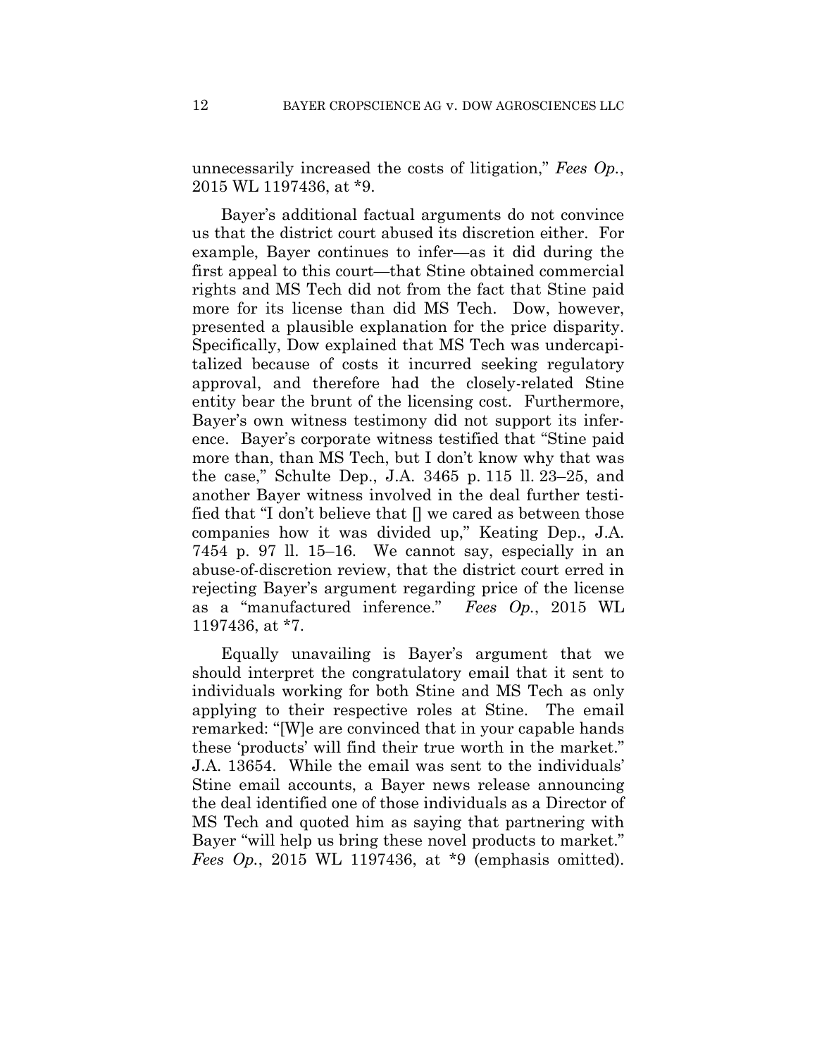unnecessarily increased the costs of litigation," *Fees Op.*, 2015 WL 1197436, at *9.

Bayer's additional factual arguments do not convince us that the district court abused its discretion either. For example, Bayer continues to infer—as it did during the first appeal to this court—that Stine obtained commercial rights and MS Tech did not from the fact that Stine paid more for its license than did MS Tech. Dow, however, presented a plausible explanation for the price disparity. Specifically, Dow explained that MS Tech was undercapitalized because of costs it incurred seeking regulatory approval, and therefore had the closely-related Stine entity bear the brunt of the licensing cost. Furthermore, Bayer's own witness testimony did not support its inference. Bayer's corporate witness testified that "Stine paid more than, than MS Tech, but I don't know why that was the case," Schulte Dep., J.A. 3465 p. 115 ll. 23–25, and another Bayer witness involved in the deal further testified that "I don't believe that [] we cared as between those companies how it was divided up," Keating Dep., J.A. 7454 p. 97 ll. 15–16. We cannot say, especially in an abuse-of-discretion review, that the district court erred in rejecting Bayer's argument regarding price of the license as a "manufactured inference." *Fees Op.*, 2015 WL 1197436, at *7.

Equally unavailing is Bayer's argument that we should interpret the congratulatory email that it sent to individuals working for both Stine and MS Tech as only applying to their respective roles at Stine. The email remarked: "[W]e are convinced that in your capable hands these 'products' will find their true worth in the market." J.A. 13654. While the email was sent to the individuals' Stine email accounts, a Bayer news release announcing the deal identified one of those individuals as a Director of MS Tech and quoted him as saying that partnering with Bayer "will help us bring these novel products to market." *Fees Op.*, 2015 WL 1197436, at *9 (emphasis omitted).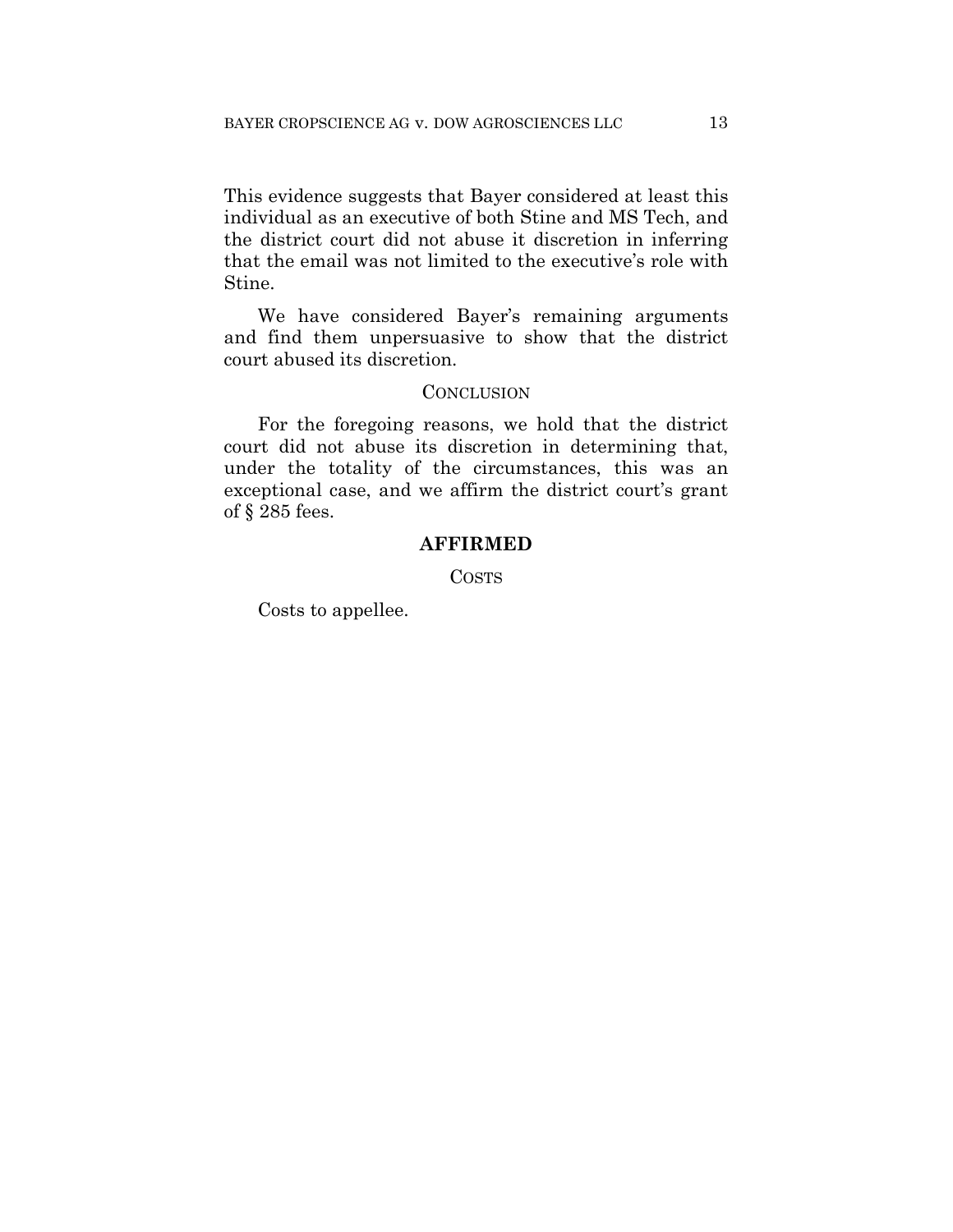This evidence suggests that Bayer considered at least this individual as an executive of both Stine and MS Tech, and the district court did not abuse it discretion in inferring that the email was not limited to the executive's role with Stine.

We have considered Bayer's remaining arguments and find them unpersuasive to show that the district court abused its discretion.

## CONCLUSION

For the foregoing reasons, we hold that the district court did not abuse its discretion in determining that, under the totality of the circumstances, this was an exceptional case, and we affirm the district court's grant of § 285 fees.

**AFFIRMED**

## COSTS

Costs to appellee.